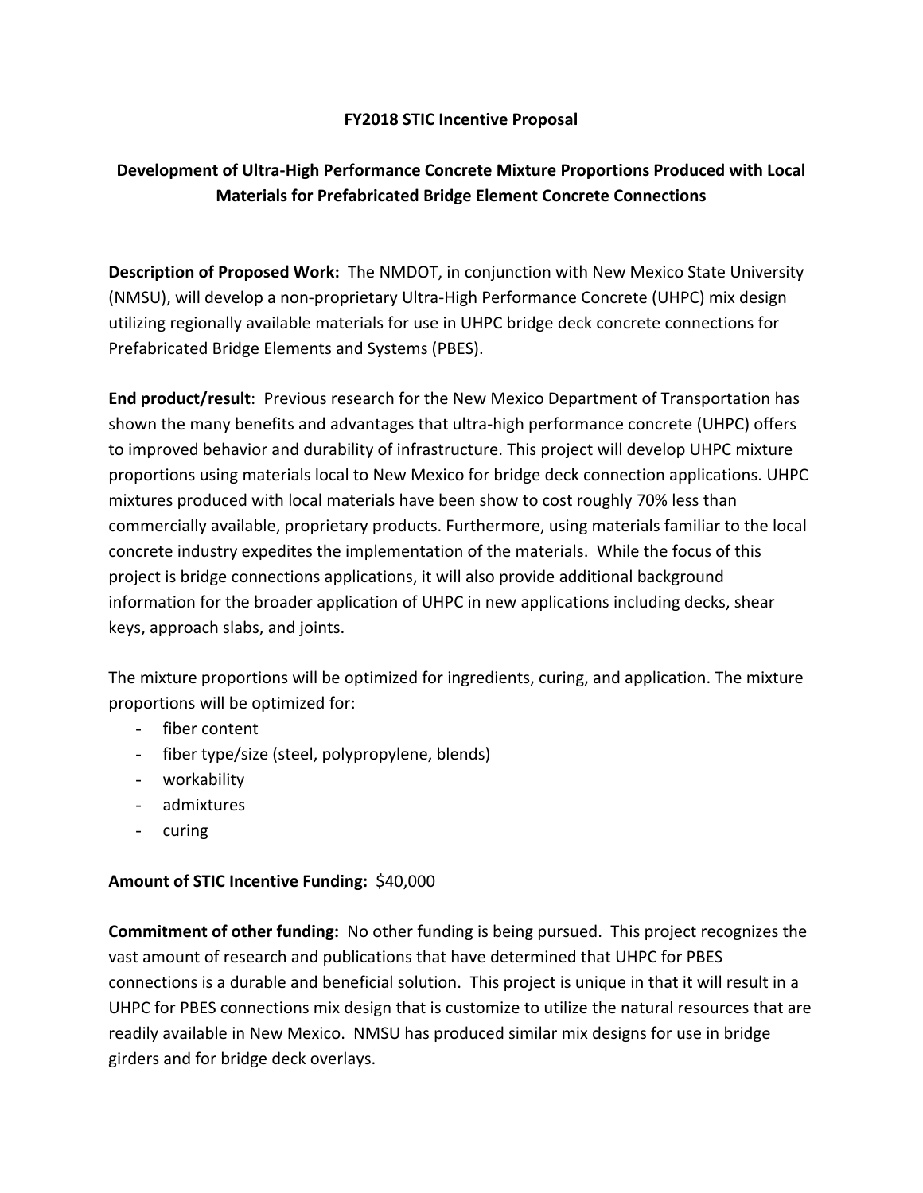**FY2018 STIC Incentive Proposal**

**Development of Ultra-High Performance Concrete Mixture Proportions Produced with Local Materials for Prefabricated Bridge Element Concrete Connections**

**Description of Proposed Work:** The NMDOT, in conjunction with New Mexico State University (NMSU), will develop a non-proprietary Ultra-High Performance Concrete (UHPC) mix design utilizing regionally available materials for use in UHPC bridge deck concrete connections for Prefabricated Bridge Elements and Systems (PBES).

**End product/result**: Previous research for the New Mexico Department of Transportation has shown the many benefits and advantages that ultra-high performance concrete (UHPC) offers to improved behavior and durability of infrastructure. This project will develop UHPC mixture proportions using materials local to New Mexico for bridge deck connection applications. UHPC mixtures produced with local materials have been show to cost roughly 70% less than commercially available, proprietary products. Furthermore, using materials familiar to the local concrete industry expedites the implementation of the materials. While the focus of this project is bridge connections applications, it will also provide additional background information for the broader application of UHPC in new applications including decks, shear keys, approach slabs, and joints.

The mixture proportions will be optimized for ingredients, curing, and application. The mixture proportions will be optimized for:

- fiber content
- fiber type/size (steel, polypropylene, blends)
- workability
- admixtures
- curing

**Amount of STIC Incentive Funding:** $40,000

**Commitment of other funding:** No other funding is being pursued. This project recognizes the vast amount of research and publications that have determined that UHPC for PBES connections is a durable and beneficial solution. This project is unique in that it will result in a UHPC for PBES connections mix design that is customize to utilize the natural resources that are readily available in New Mexico. NMSU has produced similar mix designs for use in bridge girders and for bridge deck overlays.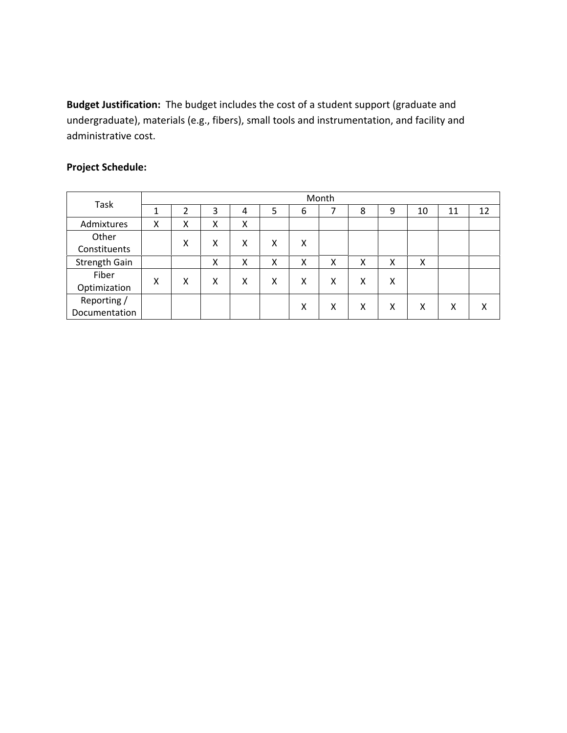**Budget Justification:** The budget includes the cost of a student support (graduate and undergraduate), materials (e.g., fibers), small tools and instrumentation, and facility and administrative cost.

**Project Schedule:**

| Task | Month | | | | | | | | | | | |
|---|---|---|---|---|---|---|---|---|---|---|---|---|
| | 1 | 2 | 3 | 4 | 5 | 6 | 7 | 8 | 9 | 10 | 11 | 12 |
| Admixtures | X | X | X | X | | | | | | | | |
| Other Constituents | | X | X | X | X | X | | | | | | |
| Strength Gain | | | X | X | X | X | X | X | X | X | | |
| Fiber Optimization | X | X | X | X | X | X | X | X | X | | | |
| Reporting / Documentation | | | | | | X | X | X | X | X | X | X |